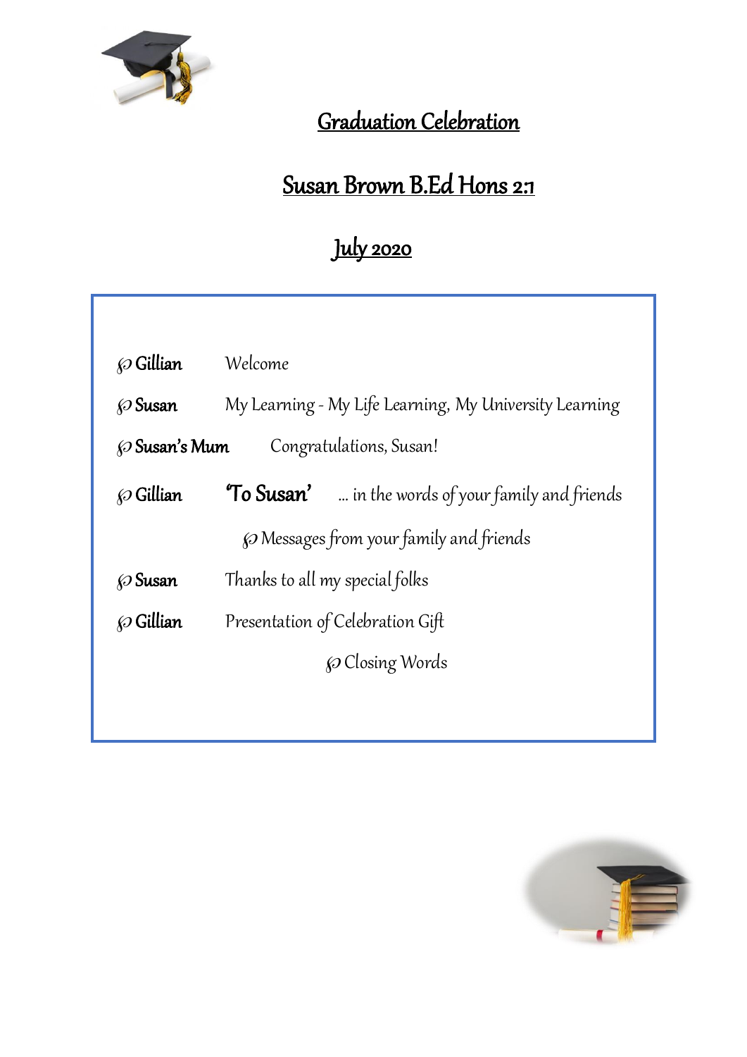# Graduation Celebration

## Susan Brown B.Ed Hons 2:1

## July 2020

℘ **Gillian** Welcome

℘ **Susan** My Learning - My Life Learning, My University Learning

℘ **Susan's Mum** Congratulations, Susan!

℘ **Gillian** **'To Susan'** … in the words of your family and friends

℘ Messages from your family and friends

℘ **Susan** Thanks to all my special folks

℘ **Gillian** Presentation of Celebration Gift

℘ Closing Words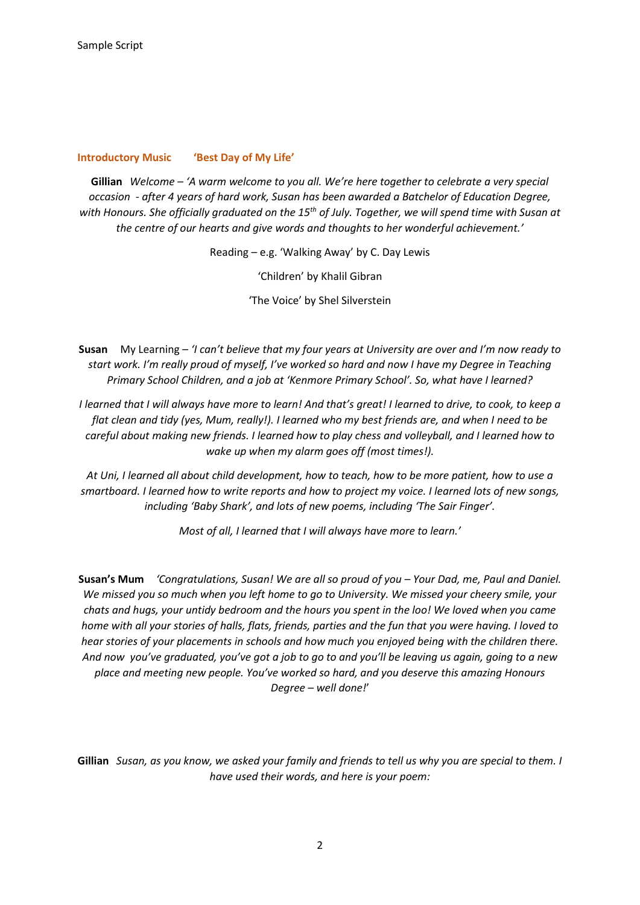Sample Script

**Introductory Music    'Best Day of My Life'**

**Gillian** *Welcome – 'A warm welcome to you all. We're here together to celebrate a very special occasion - after 4 years of hard work, Susan has been awarded a Batchelor of Education Degree, with Honours. She officially graduated on the 15th of July. Together, we will spend time with Susan at the centre of our hearts and give words and thoughts to her wonderful achievement.'*

Reading – e.g. 'Walking Away' by C. Day Lewis

'Children' by Khalil Gibran

'The Voice' by Shel Silverstein

**Susan** My Learning – *'I can't believe that my four years at University are over and I'm now ready to start work. I'm really proud of myself, I've worked so hard and now I have my Degree in Teaching Primary School Children, and a job at 'Kenmore Primary School'. So, what have I learned?*

*I learned that I will always have more to learn! And that's great! I learned to drive, to cook, to keep a flat clean and tidy (yes, Mum, really!). I learned who my best friends are, and when I need to be careful about making new friends. I learned how to play chess and volleyball, and I learned how to wake up when my alarm goes off (most times!).*

*At Uni, I learned all about child development, how to teach, how to be more patient, how to use a smartboard. I learned how to write reports and how to project my voice. I learned lots of new songs, including 'Baby Shark', and lots of new poems, including 'The Sair Finger'.*

*Most of all, I learned that I will always have more to learn.'*

**Susan's Mum** *'Congratulations, Susan! We are all so proud of you – Your Dad, me, Paul and Daniel. We missed you so much when you left home to go to University. We missed your cheery smile, your chats and hugs, your untidy bedroom and the hours you spent in the loo! We loved when you came home with all your stories of halls, flats, friends, parties and the fun that you were having. I loved to hear stories of your placements in schools and how much you enjoyed being with the children there. And now you've graduated, you've got a job to go to and you'll be leaving us again, going to a new place and meeting new people. You've worked so hard, and you deserve this amazing Honours Degree – well done!'*

**Gillian** *Susan, as you know, we asked your family and friends to tell us why you are special to them. I have used their words, and here is your poem:*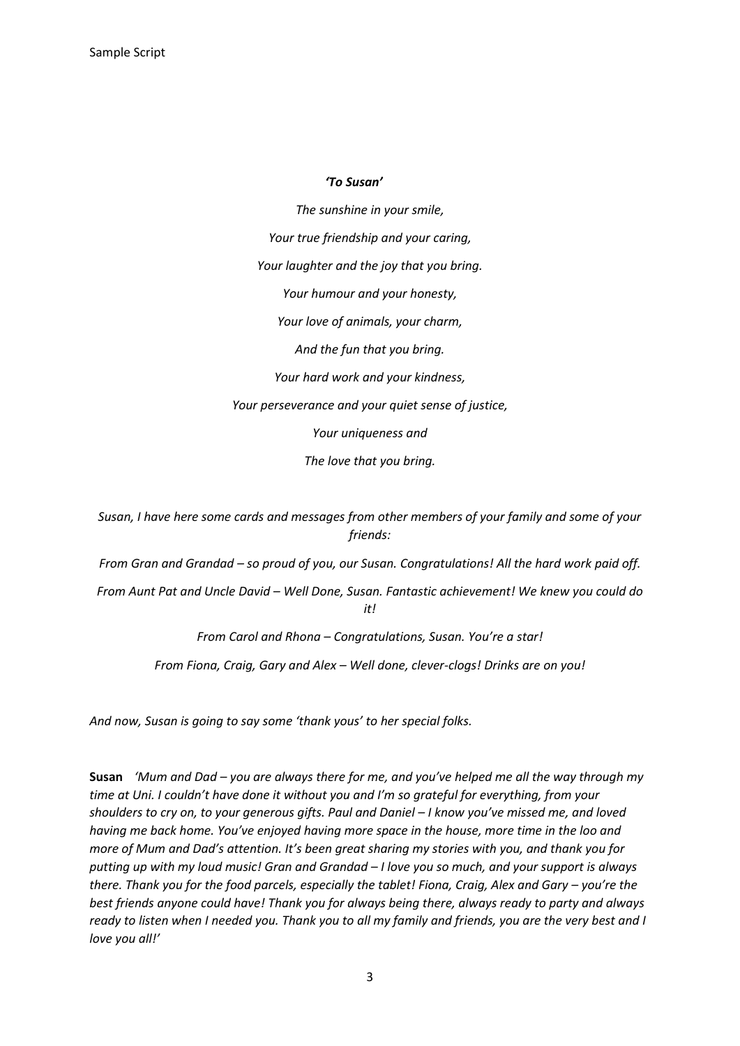***'To Susan'***

*The sunshine in your smile,*

*Your true friendship and your caring,*

*Your laughter and the joy that you bring.*

*Your humour and your honesty,*

*Your love of animals, your charm,*

*And the fun that you bring.*

*Your hard work and your kindness,*

*Your perseverance and your quiet sense of justice,*

*Your uniqueness and*

*The love that you bring.*

*Susan, I have here some cards and messages from other members of your family and some of your friends:*

*From Gran and Grandad – so proud of you, our Susan. Congratulations! All the hard work paid off.*

*From Aunt Pat and Uncle David – Well Done, Susan. Fantastic achievement! We knew you could do it!*

*From Carol and Rhona – Congratulations, Susan. You're a star!*

*From Fiona, Craig, Gary and Alex – Well done, clever-clogs! Drinks are on you!*

*And now, Susan is going to say some 'thank yous' to her special folks.*

**Susan** *'Mum and Dad – you are always there for me, and you've helped me all the way through my time at Uni. I couldn't have done it without you and I'm so grateful for everything, from your shoulders to cry on, to your generous gifts. Paul and Daniel – I know you've missed me, and loved having me back home. You've enjoyed having more space in the house, more time in the loo and more of Mum and Dad's attention. It's been great sharing my stories with you, and thank you for putting up with my loud music! Gran and Grandad – I love you so much, and your support is always there. Thank you for the food parcels, especially the tablet! Fiona, Craig, Alex and Gary – you're the best friends anyone could have! Thank you for always being there, always ready to party and always ready to listen when I needed you. Thank you to all my family and friends, you are the very best and I love you all!'*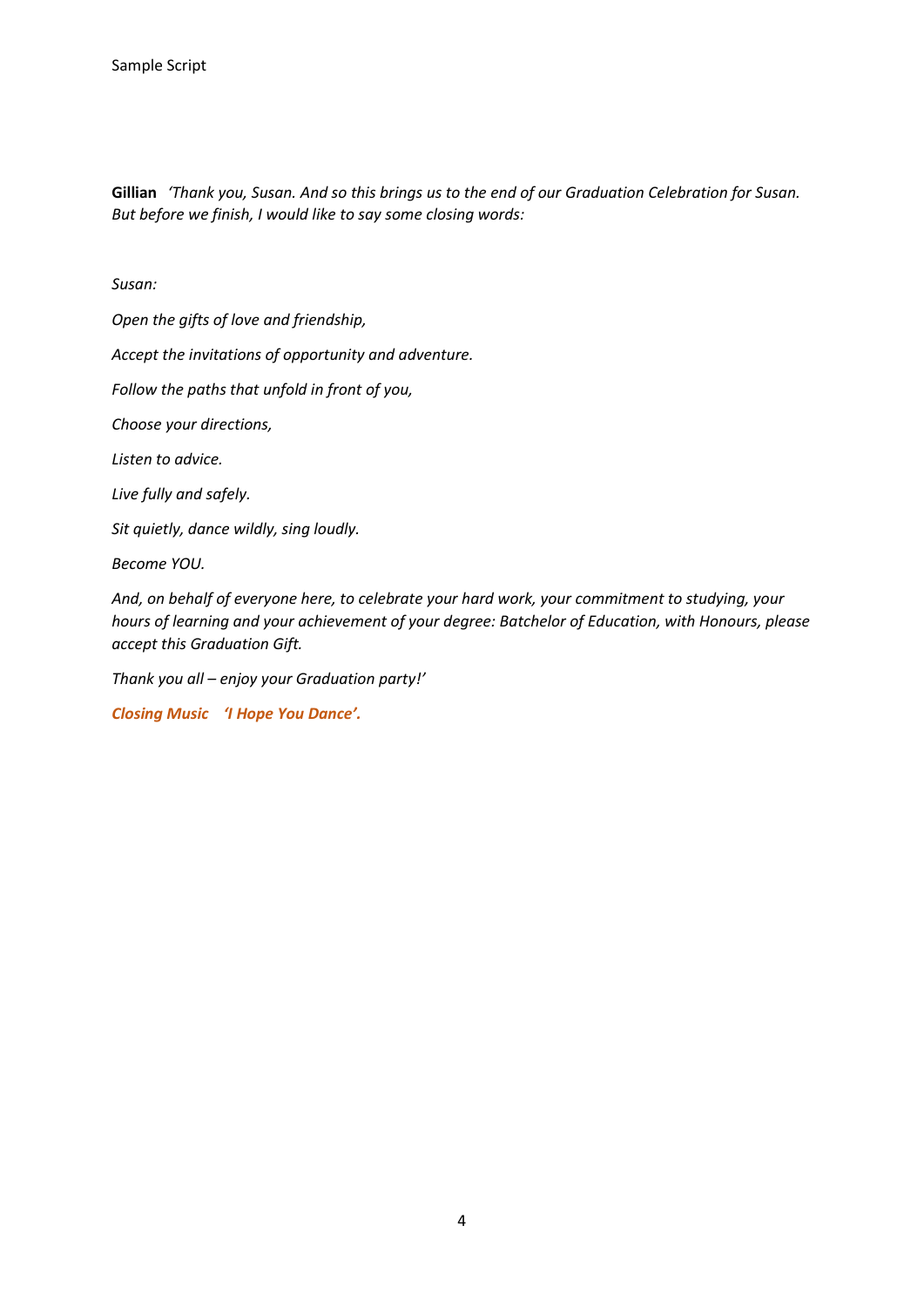**Gillian** *'Thank you, Susan. And so this brings us to the end of our Graduation Celebration for Susan. But before we finish, I would like to say some closing words:*

*Susan:*

*Open the gifts of love and friendship,*

*Accept the invitations of opportunity and adventure.*

*Follow the paths that unfold in front of you,*

*Choose your directions,*

*Listen to advice.*

*Live fully and safely.*

*Sit quietly, dance wildly, sing loudly.*

*Become YOU.*

*And, on behalf of everyone here, to celebrate your hard work, your commitment to studying, your hours of learning and your achievement of your degree: Batchelor of Education, with Honours, please accept this Graduation Gift.*

*Thank you all – enjoy your Graduation party!'*

***Closing Music 'I Hope You Dance'.***